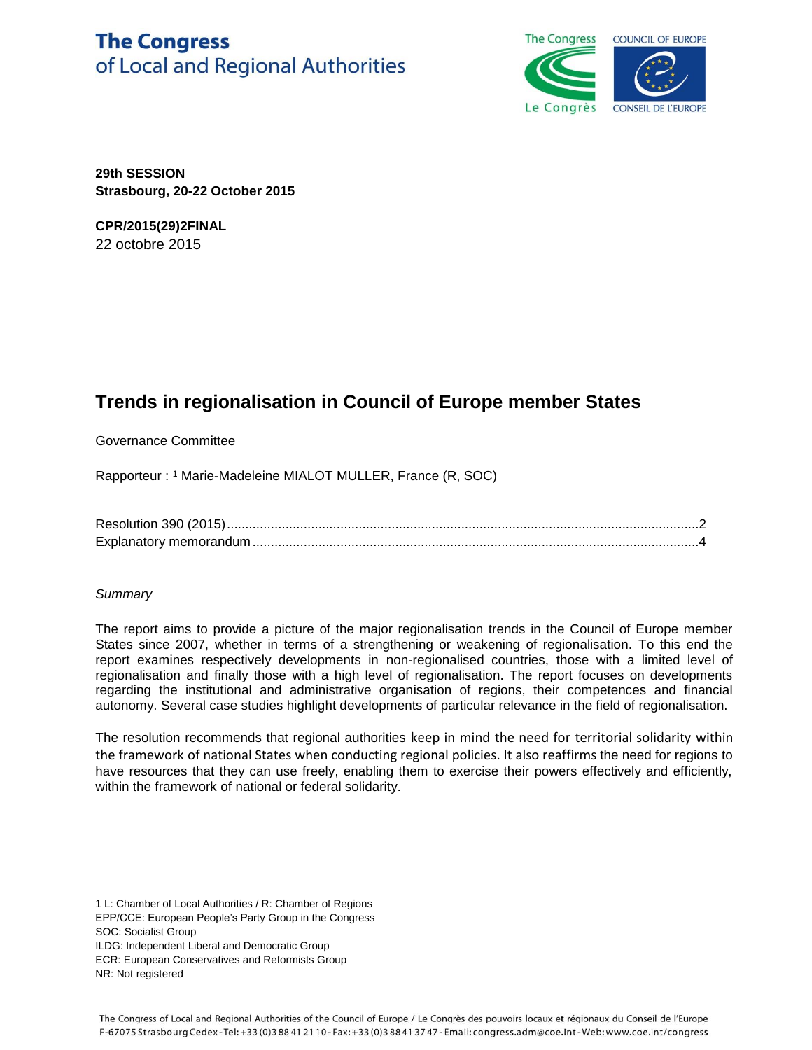# The Congress
of Local and Regional Authorities

**29th SESSION**
**Strasbourg, 20-22 October 2015**

**CPR/2015(29)2FINAL**
22 octobre 2015

## Trends in regionalisation in Council of Europe member States

Governance Committee

Rapporteur : [1] Marie-Madeleine MIALOT MULLER, France (R, SOC)

Resolution 390 (2015)....................2
Explanatory memorandum....................4

*Summary*

The report aims to provide a picture of the major regionalisation trends in the Council of Europe member States since 2007, whether in terms of a strengthening or weakening of regionalisation. To this end the report examines respectively developments in non-regionalised countries, those with a limited level of regionalisation and finally those with a high level of regionalisation. The report focuses on developments regarding the institutional and administrative organisation of regions, their competences and financial autonomy. Several case studies highlight developments of particular relevance in the field of regionalisation.

The resolution recommends that regional authorities keep in mind the need for territorial solidarity within the framework of national States when conducting regional policies. It also reaffirms the need for regions to have resources that they can use freely, enabling them to exercise their powers effectively and efficiently, within the framework of national or federal solidarity.

---

1 L: Chamber of Local Authorities / R: Chamber of Regions
EPP/CCE: European People's Party Group in the Congress
SOC: Socialist Group
ILDG: Independent Liberal and Democratic Group
ECR: European Conservatives and Reformists Group
NR: Not registered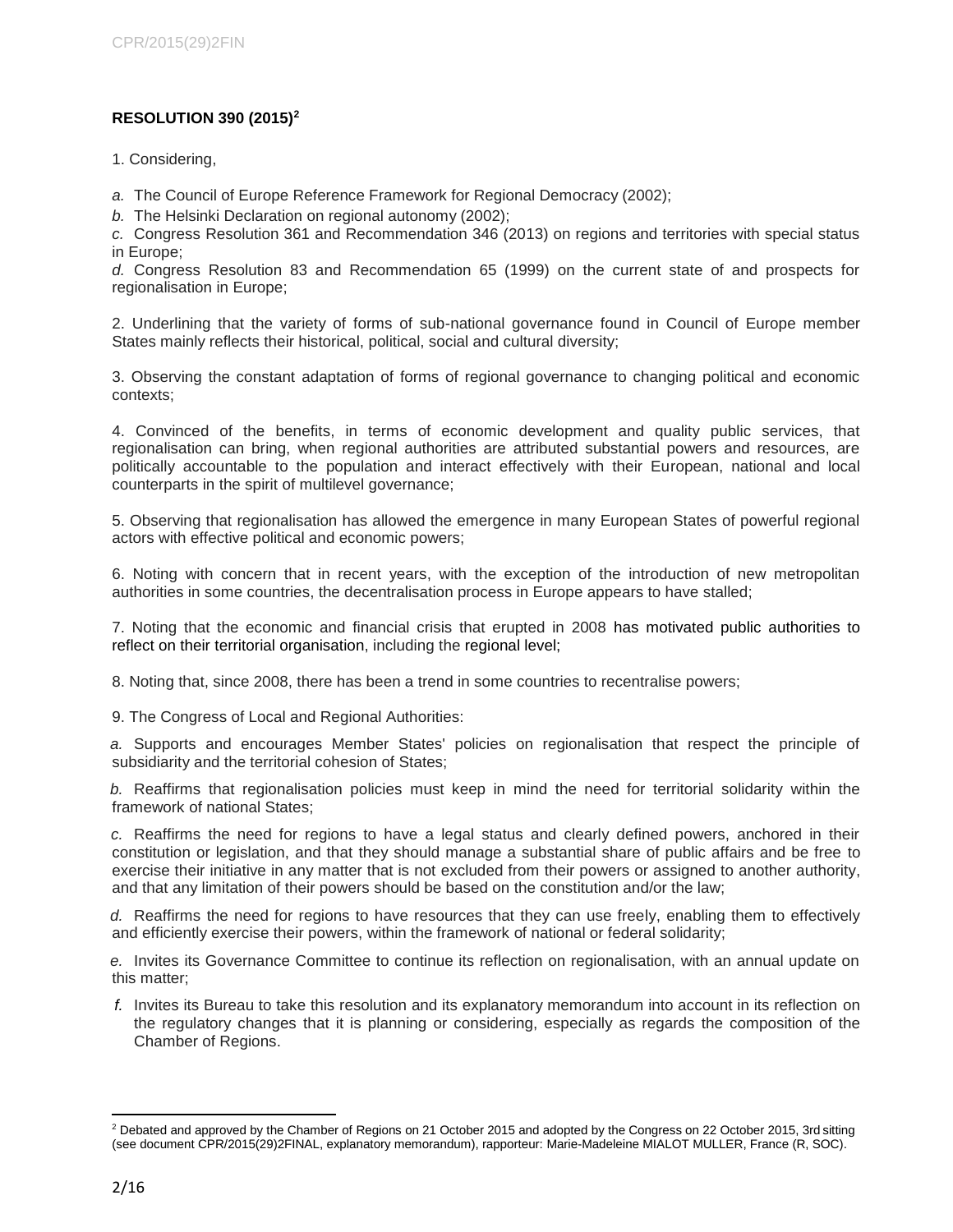**RESOLUTION 390 (2015)**[2]

1. Considering,

*a.* The Council of Europe Reference Framework for Regional Democracy (2002);

*b.* The Helsinki Declaration on regional autonomy (2002);

*c.* Congress Resolution 361 and Recommendation 346 (2013) on regions and territories with special status in Europe;

*d.* Congress Resolution 83 and Recommendation 65 (1999) on the current state of and prospects for regionalisation in Europe;

2. Underlining that the variety of forms of sub-national governance found in Council of Europe member States mainly reflects their historical, political, social and cultural diversity;

3. Observing the constant adaptation of forms of regional governance to changing political and economic contexts;

4. Convinced of the benefits, in terms of economic development and quality public services, that regionalisation can bring, when regional authorities are attributed substantial powers and resources, are politically accountable to the population and interact effectively with their European, national and local counterparts in the spirit of multilevel governance;

5. Observing that regionalisation has allowed the emergence in many European States of powerful regional actors with effective political and economic powers;

6. Noting with concern that in recent years, with the exception of the introduction of new metropolitan authorities in some countries, the decentralisation process in Europe appears to have stalled;

7. Noting that the economic and financial crisis that erupted in 2008 has motivated public authorities to reflect on their territorial organisation, including the regional level;

8. Noting that, since 2008, there has been a trend in some countries to recentralise powers;

9. The Congress of Local and Regional Authorities:

*a.* Supports and encourages Member States' policies on regionalisation that respect the principle of subsidiarity and the territorial cohesion of States;

*b.* Reaffirms that regionalisation policies must keep in mind the need for territorial solidarity within the framework of national States;

*c.* Reaffirms the need for regions to have a legal status and clearly defined powers, anchored in their constitution or legislation, and that they should manage a substantial share of public affairs and be free to exercise their initiative in any matter that is not excluded from their powers or assigned to another authority, and that any limitation of their powers should be based on the constitution and/or the law;

*d.* Reaffirms the need for regions to have resources that they can use freely, enabling them to effectively and efficiently exercise their powers, within the framework of national or federal solidarity;

*e.* Invites its Governance Committee to continue its reflection on regionalisation, with an annual update on this matter;

*f.* Invites its Bureau to take this resolution and its explanatory memorandum into account in its reflection on the regulatory changes that it is planning or considering, especially as regards the composition of the Chamber of Regions.

---

[2] Debated and approved by the Chamber of Regions on 21 October 2015 and adopted by the Congress on 22 October 2015, 3rd sitting (see document CPR/2015(29)2FINAL, explanatory memorandum), rapporteur: Marie-Madeleine MIALOT MULLER, France (R, SOC).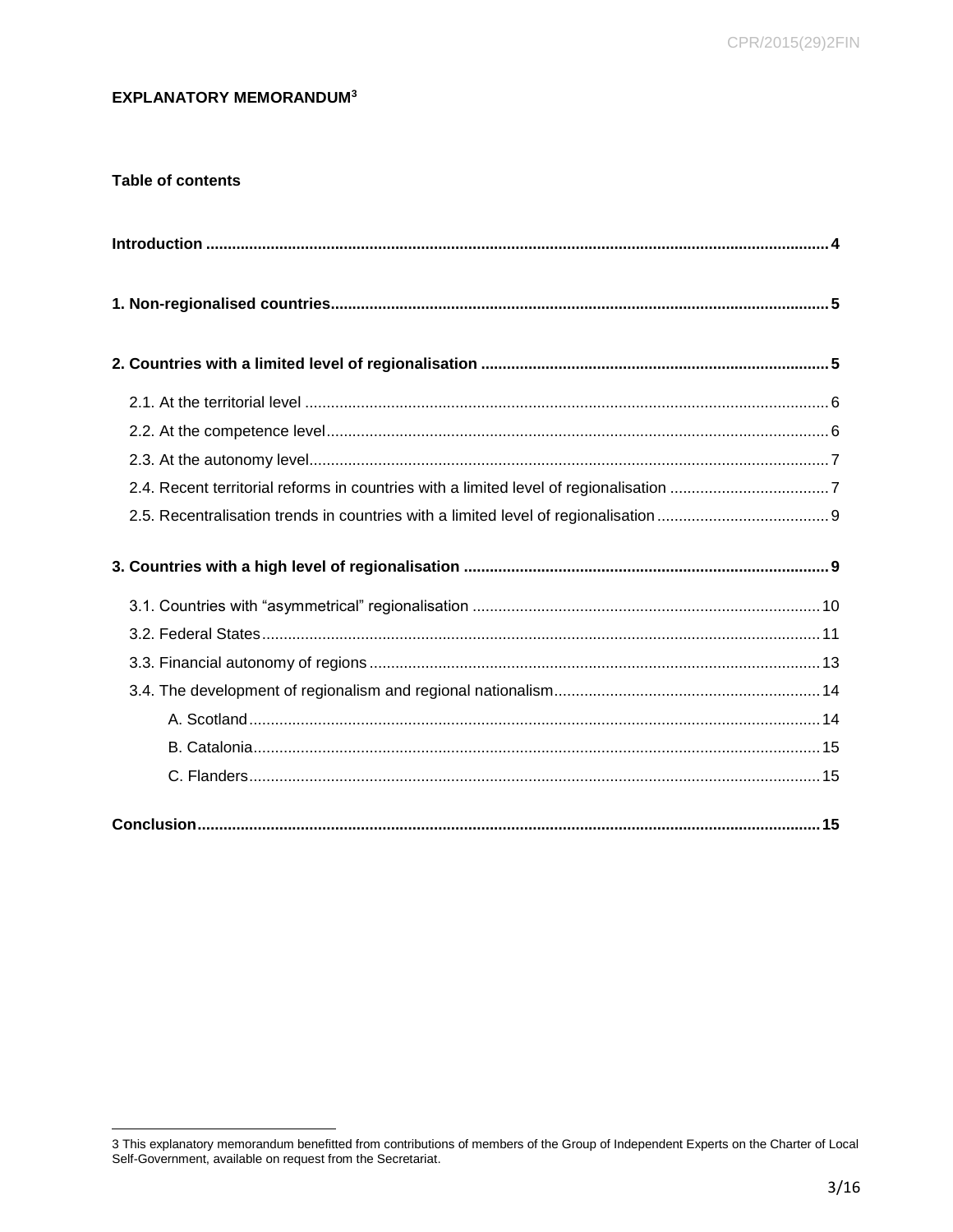## EXPLANATORY MEMORANDUM[3]

**Table of contents**

**Introduction** ............................................................................................................ 4

**1. Non-regionalised countries** ................................................................................. 5

**2. Countries with a limited level of regionalisation** .................................................. 5

- 2.1. At the territorial level ........................................................................................ 6
- 2.2. At the competence level .................................................................................... 6
- 2.3. At the autonomy level ....................................................................................... 7
- 2.4. Recent territorial reforms in countries with a limited level of regionalisation ........ 7
- 2.5. Recentralisation trends in countries with a limited level of regionalisation .......... 9

**3. Countries with a high level of regionalisation** ...................................................... 9

- 3.1. Countries with "asymmetrical" regionalisation ................................................... 10
- 3.2. Federal States ................................................................................................. 11
- 3.3. Financial autonomy of regions ......................................................................... 13
- 3.4. The development of regionalism and regional nationalism ................................ 14
  - A. Scotland ........................................................................................................ 14
  - B. Catalonia ...................................................................................................... 15
  - C. Flanders ....................................................................................................... 15

**Conclusion** ............................................................................................................. 15

---

3 This explanatory memorandum benefitted from contributions of members of the Group of Independent Experts on the Charter of Local Self-Government, available on request from the Secretariat.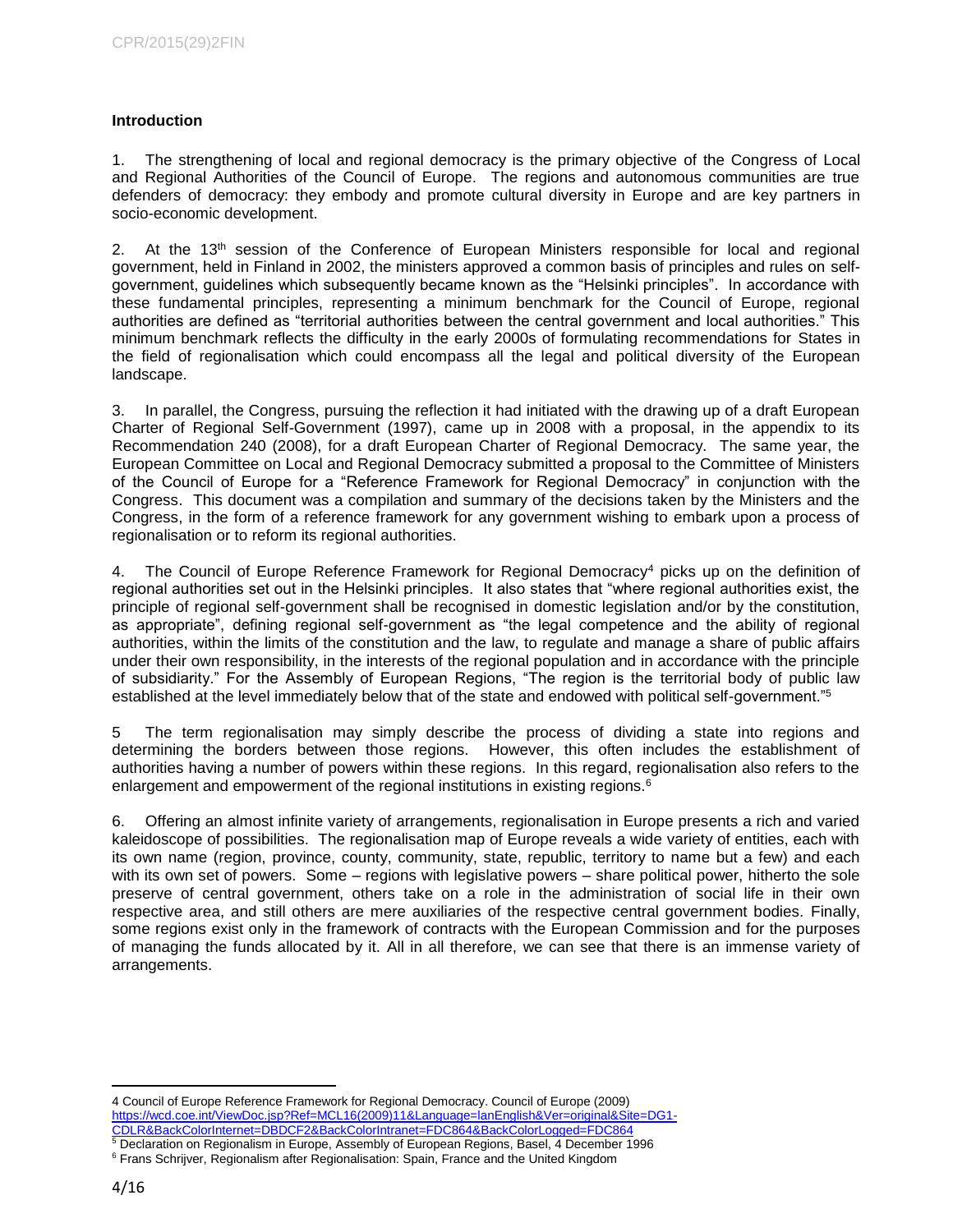**Introduction**

1. The strengthening of local and regional democracy is the primary objective of the Congress of Local and Regional Authorities of the Council of Europe. The regions and autonomous communities are true defenders of democracy: they embody and promote cultural diversity in Europe and are key partners in socio-economic development.

2. At the 13th session of the Conference of European Ministers responsible for local and regional government, held in Finland in 2002, the ministers approved a common basis of principles and rules on self-government, guidelines which subsequently became known as the "Helsinki principles". In accordance with these fundamental principles, representing a minimum benchmark for the Council of Europe, regional authorities are defined as "territorial authorities between the central government and local authorities." This minimum benchmark reflects the difficulty in the early 2000s of formulating recommendations for States in the field of regionalisation which could encompass all the legal and political diversity of the European landscape.

3. In parallel, the Congress, pursuing the reflection it had initiated with the drawing up of a draft European Charter of Regional Self-Government (1997), came up in 2008 with a proposal, in the appendix to its Recommendation 240 (2008), for a draft European Charter of Regional Democracy. The same year, the European Committee on Local and Regional Democracy submitted a proposal to the Committee of Ministers of the Council of Europe for a "Reference Framework for Regional Democracy" in conjunction with the Congress. This document was a compilation and summary of the decisions taken by the Ministers and the Congress, in the form of a reference framework for any government wishing to embark upon a process of regionalisation or to reform its regional authorities.

4. The Council of Europe Reference Framework for Regional Democracy[4] picks up on the definition of regional authorities set out in the Helsinki principles. It also states that "where regional authorities exist, the principle of regional self-government shall be recognised in domestic legislation and/or by the constitution, as appropriate", defining regional self-government as "the legal competence and the ability of regional authorities, within the limits of the constitution and the law, to regulate and manage a share of public affairs under their own responsibility, in the interests of the regional population and in accordance with the principle of subsidiarity." For the Assembly of European Regions, "The region is the territorial body of public law established at the level immediately below that of the state and endowed with political self-government."[5]

5 The term regionalisation may simply describe the process of dividing a state into regions and determining the borders between those regions. However, this often includes the establishment of authorities having a number of powers within these regions. In this regard, regionalisation also refers to the enlargement and empowerment of the regional institutions in existing regions.[6]

6. Offering an almost infinite variety of arrangements, regionalisation in Europe presents a rich and varied kaleidoscope of possibilities. The regionalisation map of Europe reveals a wide variety of entities, each with its own name (region, province, county, community, state, republic, territory to name but a few) and each with its own set of powers. Some – regions with legislative powers – share political power, hitherto the sole preserve of central government, others take on a role in the administration of social life in their own respective area, and still others are mere auxiliaries of the respective central government bodies. Finally, some regions exist only in the framework of contracts with the European Commission and for the purposes of managing the funds allocated by it. All in all therefore, we can see that there is an immense variety of arrangements.

---

4 Council of Europe Reference Framework for Regional Democracy. Council of Europe (2009) https://wcd.coe.int/ViewDoc.jsp?Ref=MCL16(2009)11&Language=lanEnglish&Ver=original&Site=DG1-CDLR&BackColorInternet=DBDCF2&BackColorIntranet=FDC864&BackColorLogged=FDC864

5 Declaration on Regionalism in Europe, Assembly of European Regions, Basel, 4 December 1996

6 Frans Schrijver, Regionalism after Regionalisation: Spain, France and the United Kingdom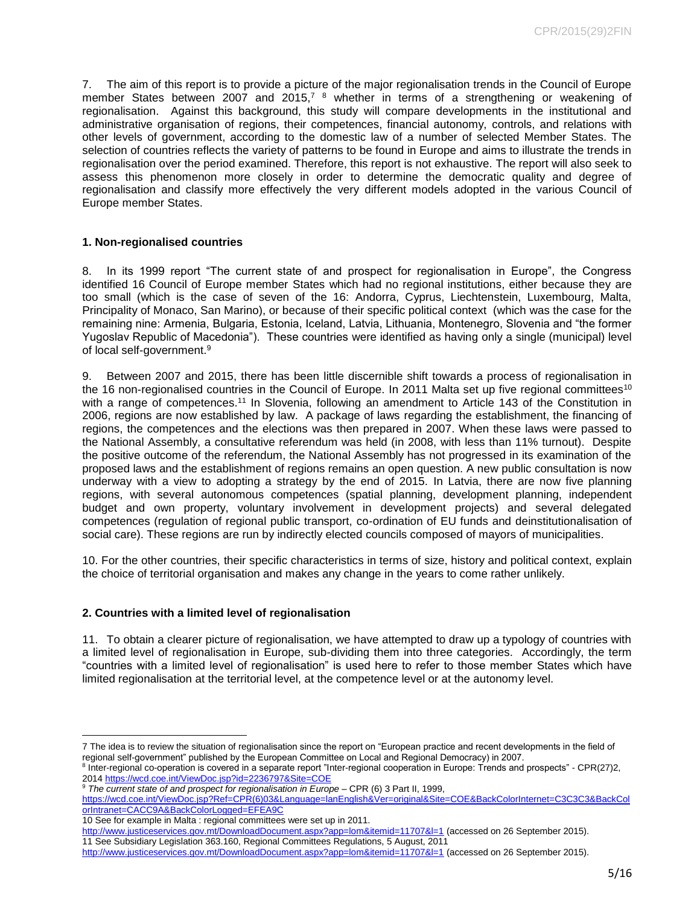7. The aim of this report is to provide a picture of the major regionalisation trends in the Council of Europe member States between 2007 and 2015,[7] [8] whether in terms of a strengthening or weakening of regionalisation. Against this background, this study will compare developments in the institutional and administrative organisation of regions, their competences, financial autonomy, controls, and relations with other levels of government, according to the domestic law of a number of selected Member States. The selection of countries reflects the variety of patterns to be found in Europe and aims to illustrate the trends in regionalisation over the period examined. Therefore, this report is not exhaustive. The report will also seek to assess this phenomenon more closely in order to determine the democratic quality and degree of regionalisation and classify more effectively the very different models adopted in the various Council of Europe member States.

### 1. Non-regionalised countries

8. In its 1999 report "The current state of and prospect for regionalisation in Europe", the Congress identified 16 Council of Europe member States which had no regional institutions, either because they are too small (which is the case of seven of the 16: Andorra, Cyprus, Liechtenstein, Luxembourg, Malta, Principality of Monaco, San Marino), or because of their specific political context (which was the case for the remaining nine: Armenia, Bulgaria, Estonia, Iceland, Latvia, Lithuania, Montenegro, Slovenia and "the former Yugoslav Republic of Macedonia"). These countries were identified as having only a single (municipal) level of local self-government.[9]

9. Between 2007 and 2015, there has been little discernible shift towards a process of regionalisation in the 16 non-regionalised countries in the Council of Europe. In 2011 Malta set up five regional committees[10] with a range of competences.[11] In Slovenia, following an amendment to Article 143 of the Constitution in 2006, regions are now established by law. A package of laws regarding the establishment, the financing of regions, the competences and the elections was then prepared in 2007. When these laws were passed to the National Assembly, a consultative referendum was held (in 2008, with less than 11% turnout). Despite the positive outcome of the referendum, the National Assembly has not progressed in its examination of the proposed laws and the establishment of regions remains an open question. A new public consultation is now underway with a view to adopting a strategy by the end of 2015. In Latvia, there are now five planning regions, with several autonomous competences (spatial planning, development planning, independent budget and own property, voluntary involvement in development projects) and several delegated competences (regulation of regional public transport, co-ordination of EU funds and deinstitutionalisation of social care). These regions are run by indirectly elected councils composed of mayors of municipalities.

10. For the other countries, their specific characteristics in terms of size, history and political context, explain the choice of territorial organisation and makes any change in the years to come rather unlikely.

### 2. Countries with a limited level of regionalisation

11. To obtain a clearer picture of regionalisation, we have attempted to draw up a typology of countries with a limited level of regionalisation in Europe, sub-dividing them into three categories. Accordingly, the term "countries with a limited level of regionalisation" is used here to refer to those member States which have limited regionalisation at the territorial level, at the competence level or at the autonomy level.

---

7 The idea is to review the situation of regionalisation since the report on "European practice and recent developments in the field of regional self-government" published by the European Committee on Local and Regional Democracy) in 2007.

8 Inter-regional co-operation is covered in a separate report "Inter-regional cooperation in Europe: Trends and prospects" - CPR(27)2, 2014 https://wcd.coe.int/ViewDoc.jsp?id=2236797&Site=COE

9 *The current state of and prospect for regionalisation in Europe* – CPR (6) 3 Part II, 1999, https://wcd.coe.int/ViewDoc.jsp?Ref=CPR(6)03&Language=lanEnglish&Ver=original&Site=COE&BackColorInternet=C3C3C3&BackColorIntranet=CACC9A&BackColorLogged=EFEA9C

10 See for example in Malta : regional committees were set up in 2011. http://www.justiceservices.gov.mt/DownloadDocument.aspx?app=lom&itemid=11707&l=1 (accessed on 26 September 2015).

11 See Subsidiary Legislation 363.160, Regional Committees Regulations, 5 August, 2011 http://www.justiceservices.gov.mt/DownloadDocument.aspx?app=lom&itemid=11707&l=1 (accessed on 26 September 2015).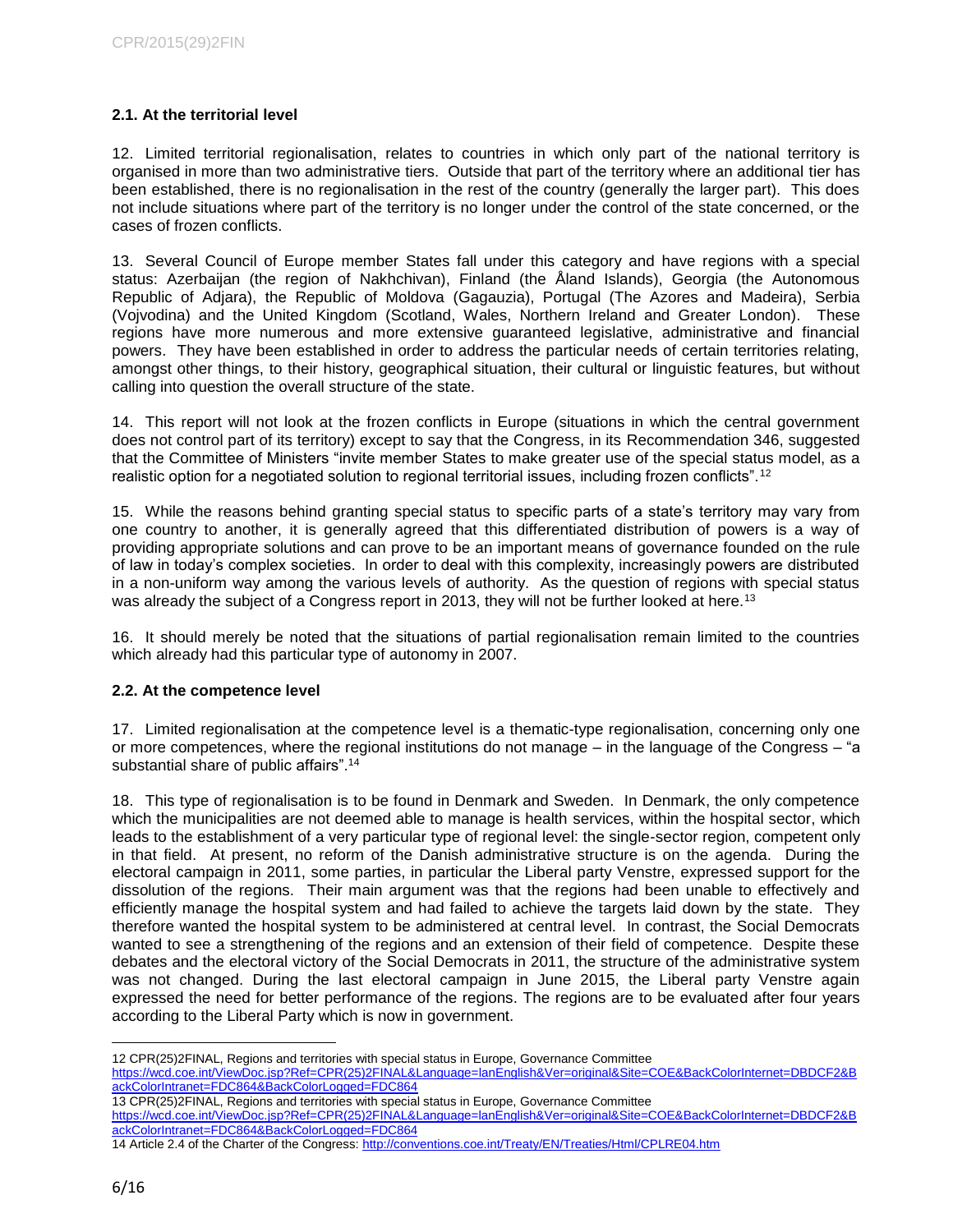### 2.1. At the territorial level

12. Limited territorial regionalisation, relates to countries in which only part of the national territory is organised in more than two administrative tiers. Outside that part of the territory where an additional tier has been established, there is no regionalisation in the rest of the country (generally the larger part). This does not include situations where part of the territory is no longer under the control of the state concerned, or the cases of frozen conflicts.

13. Several Council of Europe member States fall under this category and have regions with a special status: Azerbaijan (the region of Nakhchivan), Finland (the Åland Islands), Georgia (the Autonomous Republic of Adjara), the Republic of Moldova (Gagauzia), Portugal (The Azores and Madeira), Serbia (Vojvodina) and the United Kingdom (Scotland, Wales, Northern Ireland and Greater London). These regions have more numerous and more extensive guaranteed legislative, administrative and financial powers. They have been established in order to address the particular needs of certain territories relating, amongst other things, to their history, geographical situation, their cultural or linguistic features, but without calling into question the overall structure of the state.

14. This report will not look at the frozen conflicts in Europe (situations in which the central government does not control part of its territory) except to say that the Congress, in its Recommendation 346, suggested that the Committee of Ministers "invite member States to make greater use of the special status model, as a realistic option for a negotiated solution to regional territorial issues, including frozen conflicts".[12]

15. While the reasons behind granting special status to specific parts of a state's territory may vary from one country to another, it is generally agreed that this differentiated distribution of powers is a way of providing appropriate solutions and can prove to be an important means of governance founded on the rule of law in today's complex societies. In order to deal with this complexity, increasingly powers are distributed in a non-uniform way among the various levels of authority. As the question of regions with special status was already the subject of a Congress report in 2013, they will not be further looked at here.[13]

16. It should merely be noted that the situations of partial regionalisation remain limited to the countries which already had this particular type of autonomy in 2007.

### 2.2. At the competence level

17. Limited regionalisation at the competence level is a thematic-type regionalisation, concerning only one or more competences, where the regional institutions do not manage – in the language of the Congress – "a substantial share of public affairs".[14]

18. This type of regionalisation is to be found in Denmark and Sweden. In Denmark, the only competence which the municipalities are not deemed able to manage is health services, within the hospital sector, which leads to the establishment of a very particular type of regional level: the single-sector region, competent only in that field. At present, no reform of the Danish administrative structure is on the agenda. During the electoral campaign in 2011, some parties, in particular the Liberal party Venstre, expressed support for the dissolution of the regions. Their main argument was that the regions had been unable to effectively and efficiently manage the hospital system and had failed to achieve the targets laid down by the state. They therefore wanted the hospital system to be administered at central level. In contrast, the Social Democrats wanted to see a strengthening of the regions and an extension of their field of competence. Despite these debates and the electoral victory of the Social Democrats in 2011, the structure of the administrative system was not changed. During the last electoral campaign in June 2015, the Liberal party Venstre again expressed the need for better performance of the regions. The regions are to be evaluated after four years according to the Liberal Party which is now in government.

---

12 CPR(25)2FINAL, Regions and territories with special status in Europe, Governance Committee https://wcd.coe.int/ViewDoc.jsp?Ref=CPR(25)2FINAL&Language=lanEnglish&Ver=original&Site=COE&BackColorInternet=DBDCF2&BackColorIntranet=FDC864&BackColorLogged=FDC864

13 CPR(25)2FINAL, Regions and territories with special status in Europe, Governance Committee https://wcd.coe.int/ViewDoc.jsp?Ref=CPR(25)2FINAL&Language=lanEnglish&Ver=original&Site=COE&BackColorInternet=DBDCF2&BackColorIntranet=FDC864&BackColorLogged=FDC864

14 Article 2.4 of the Charter of the Congress: http://conventions.coe.int/Treaty/EN/Treaties/Html/CPLRE04.htm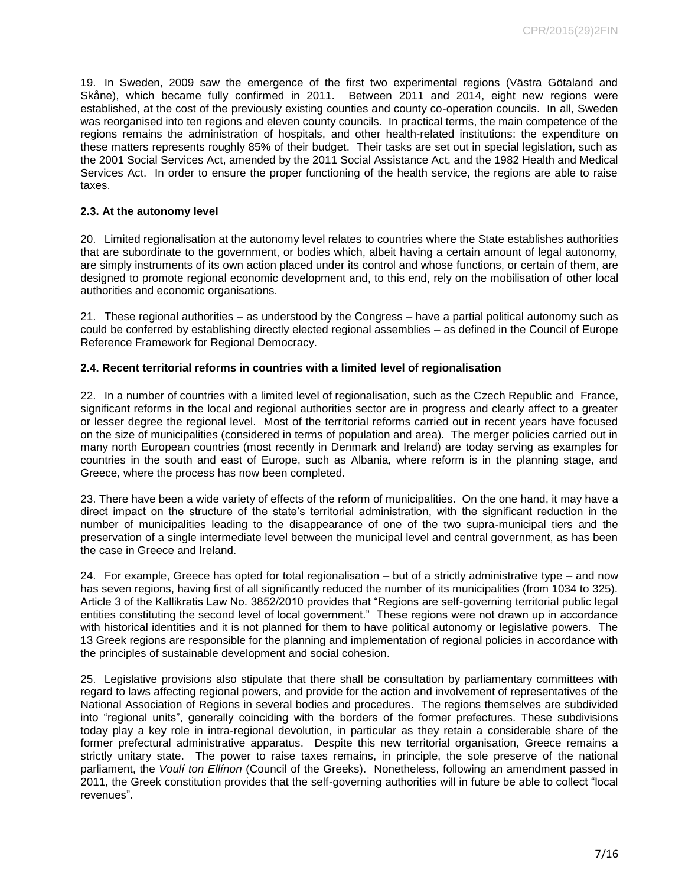19. In Sweden, 2009 saw the emergence of the first two experimental regions (Västra Götaland and Skåne), which became fully confirmed in 2011. Between 2011 and 2014, eight new regions were established, at the cost of the previously existing counties and county co-operation councils. In all, Sweden was reorganised into ten regions and eleven county councils. In practical terms, the main competence of the regions remains the administration of hospitals, and other health-related institutions: the expenditure on these matters represents roughly 85% of their budget. Their tasks are set out in special legislation, such as the 2001 Social Services Act, amended by the 2011 Social Assistance Act, and the 1982 Health and Medical Services Act. In order to ensure the proper functioning of the health service, the regions are able to raise taxes.

### 2.3. At the autonomy level

20. Limited regionalisation at the autonomy level relates to countries where the State establishes authorities that are subordinate to the government, or bodies which, albeit having a certain amount of legal autonomy, are simply instruments of its own action placed under its control and whose functions, or certain of them, are designed to promote regional economic development and, to this end, rely on the mobilisation of other local authorities and economic organisations.

21. These regional authorities – as understood by the Congress – have a partial political autonomy such as could be conferred by establishing directly elected regional assemblies – as defined in the Council of Europe Reference Framework for Regional Democracy.

### 2.4. Recent territorial reforms in countries with a limited level of regionalisation

22. In a number of countries with a limited level of regionalisation, such as the Czech Republic and France, significant reforms in the local and regional authorities sector are in progress and clearly affect to a greater or lesser degree the regional level. Most of the territorial reforms carried out in recent years have focused on the size of municipalities (considered in terms of population and area). The merger policies carried out in many north European countries (most recently in Denmark and Ireland) are today serving as examples for countries in the south and east of Europe, such as Albania, where reform is in the planning stage, and Greece, where the process has now been completed.

23. There have been a wide variety of effects of the reform of municipalities. On the one hand, it may have a direct impact on the structure of the state's territorial administration, with the significant reduction in the number of municipalities leading to the disappearance of one of the two supra-municipal tiers and the preservation of a single intermediate level between the municipal level and central government, as has been the case in Greece and Ireland.

24. For example, Greece has opted for total regionalisation – but of a strictly administrative type – and now has seven regions, having first of all significantly reduced the number of its municipalities (from 1034 to 325). Article 3 of the Kallikratis Law No. 3852/2010 provides that "Regions are self-governing territorial public legal entities constituting the second level of local government." These regions were not drawn up in accordance with historical identities and it is not planned for them to have political autonomy or legislative powers. The 13 Greek regions are responsible for the planning and implementation of regional policies in accordance with the principles of sustainable development and social cohesion.

25. Legislative provisions also stipulate that there shall be consultation by parliamentary committees with regard to laws affecting regional powers, and provide for the action and involvement of representatives of the National Association of Regions in several bodies and procedures. The regions themselves are subdivided into "regional units", generally coinciding with the borders of the former prefectures. These subdivisions today play a key role in intra-regional devolution, in particular as they retain a considerable share of the former prefectural administrative apparatus. Despite this new territorial organisation, Greece remains a strictly unitary state. The power to raise taxes remains, in principle, the sole preserve of the national parliament, the *Voulí ton Ellínon* (Council of the Greeks). Nonetheless, following an amendment passed in 2011, the Greek constitution provides that the self-governing authorities will in future be able to collect "local revenues".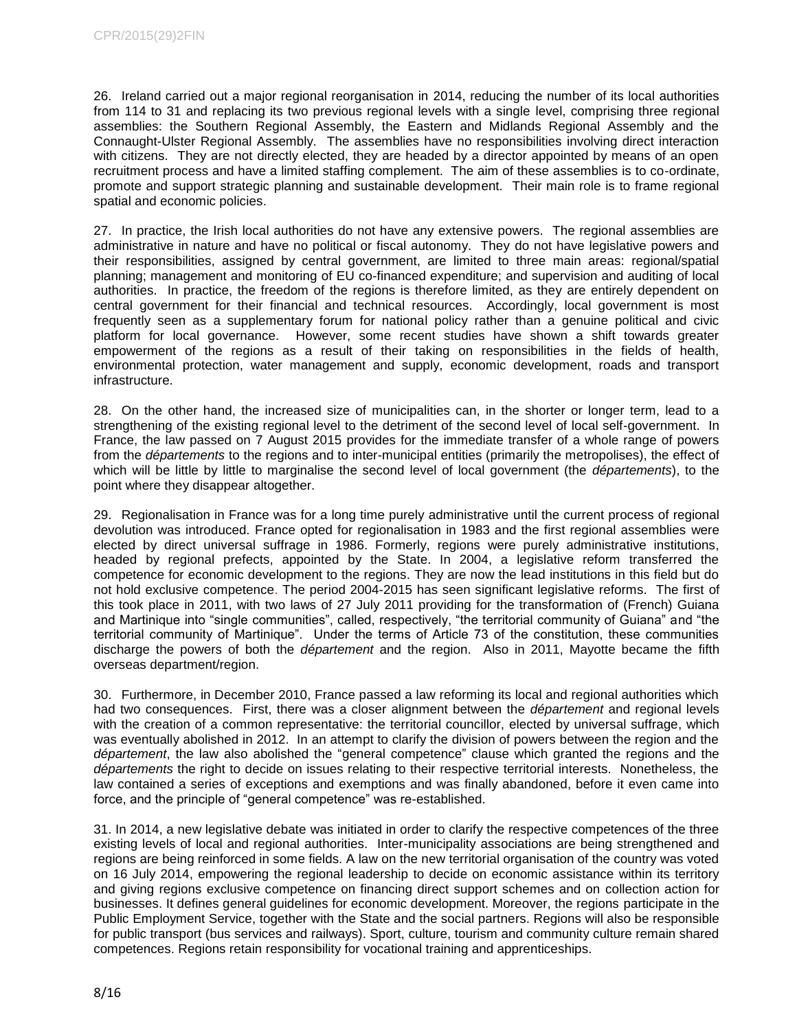26. Ireland carried out a major regional reorganisation in 2014, reducing the number of its local authorities from 114 to 31 and replacing its two previous regional levels with a single level, comprising three regional assemblies: the Southern Regional Assembly, the Eastern and Midlands Regional Assembly and the Connaught-Ulster Regional Assembly. The assemblies have no responsibilities involving direct interaction with citizens. They are not directly elected, they are headed by a director appointed by means of an open recruitment process and have a limited staffing complement. The aim of these assemblies is to co-ordinate, promote and support strategic planning and sustainable development. Their main role is to frame regional spatial and economic policies.

27. In practice, the Irish local authorities do not have any extensive powers. The regional assemblies are administrative in nature and have no political or fiscal autonomy. They do not have legislative powers and their responsibilities, assigned by central government, are limited to three main areas: regional/spatial planning; management and monitoring of EU co-financed expenditure; and supervision and auditing of local authorities. In practice, the freedom of the regions is therefore limited, as they are entirely dependent on central government for their financial and technical resources. Accordingly, local government is most frequently seen as a supplementary forum for national policy rather than a genuine political and civic platform for local governance. However, some recent studies have shown a shift towards greater empowerment of the regions as a result of their taking on responsibilities in the fields of health, environmental protection, water management and supply, economic development, roads and transport infrastructure.

28. On the other hand, the increased size of municipalities can, in the shorter or longer term, lead to a strengthening of the existing regional level to the detriment of the second level of local self-government. In France, the law passed on 7 August 2015 provides for the immediate transfer of a whole range of powers from the *départements* to the regions and to inter-municipal entities (primarily the metropolises), the effect of which will be little by little to marginalise the second level of local government (the *départements*), to the point where they disappear altogether.

29. Regionalisation in France was for a long time purely administrative until the current process of regional devolution was introduced. France opted for regionalisation in 1983 and the first regional assemblies were elected by direct universal suffrage in 1986. Formerly, regions were purely administrative institutions, headed by regional prefects, appointed by the State. In 2004, a legislative reform transferred the competence for economic development to the regions. They are now the lead institutions in this field but do not hold exclusive competence. The period 2004-2015 has seen significant legislative reforms. The first of this took place in 2011, with two laws of 27 July 2011 providing for the transformation of (French) Guiana and Martinique into "single communities", called, respectively, "the territorial community of Guiana" and "the territorial community of Martinique". Under the terms of Article 73 of the constitution, these communities discharge the powers of both the *département* and the region. Also in 2011, Mayotte became the fifth overseas department/region.

30. Furthermore, in December 2010, France passed a law reforming its local and regional authorities which had two consequences. First, there was a closer alignment between the *département* and regional levels with the creation of a common representative: the territorial councillor, elected by universal suffrage, which was eventually abolished in 2012. In an attempt to clarify the division of powers between the region and the *département*, the law also abolished the "general competence" clause which granted the regions and the *départements* the right to decide on issues relating to their respective territorial interests. Nonetheless, the law contained a series of exceptions and exemptions and was finally abandoned, before it even came into force, and the principle of "general competence" was re-established.

31. In 2014, a new legislative debate was initiated in order to clarify the respective competences of the three existing levels of local and regional authorities. Inter-municipality associations are being strengthened and regions are being reinforced in some fields. A law on the new territorial organisation of the country was voted on 16 July 2014, empowering the regional leadership to decide on economic assistance within its territory and giving regions exclusive competence on financing direct support schemes and on collection action for businesses. It defines general guidelines for economic development. Moreover, the regions participate in the Public Employment Service, together with the State and the social partners. Regions will also be responsible for public transport (bus services and railways). Sport, culture, tourism and community culture remain shared competences. Regions retain responsibility for vocational training and apprenticeships.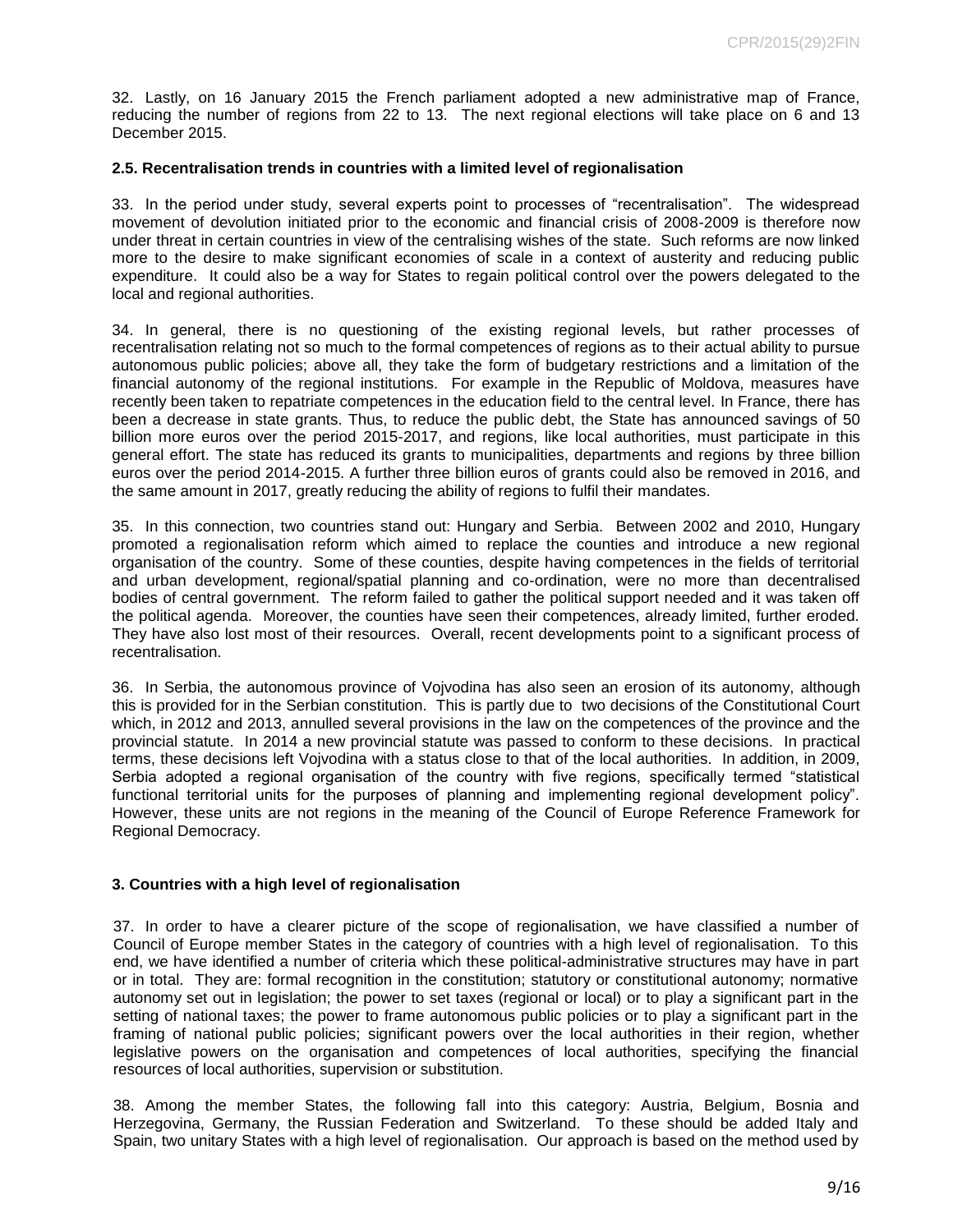32. Lastly, on 16 January 2015 the French parliament adopted a new administrative map of France, reducing the number of regions from 22 to 13. The next regional elections will take place on 6 and 13 December 2015.

### 2.5. Recentralisation trends in countries with a limited level of regionalisation

33. In the period under study, several experts point to processes of "recentralisation". The widespread movement of devolution initiated prior to the economic and financial crisis of 2008-2009 is therefore now under threat in certain countries in view of the centralising wishes of the state. Such reforms are now linked more to the desire to make significant economies of scale in a context of austerity and reducing public expenditure. It could also be a way for States to regain political control over the powers delegated to the local and regional authorities.

34. In general, there is no questioning of the existing regional levels, but rather processes of recentralisation relating not so much to the formal competences of regions as to their actual ability to pursue autonomous public policies; above all, they take the form of budgetary restrictions and a limitation of the financial autonomy of the regional institutions. For example in the Republic of Moldova, measures have recently been taken to repatriate competences in the education field to the central level. In France, there has been a decrease in state grants. Thus, to reduce the public debt, the State has announced savings of 50 billion more euros over the period 2015-2017, and regions, like local authorities, must participate in this general effort. The state has reduced its grants to municipalities, departments and regions by three billion euros over the period 2014-2015. A further three billion euros of grants could also be removed in 2016, and the same amount in 2017, greatly reducing the ability of regions to fulfil their mandates.

35. In this connection, two countries stand out: Hungary and Serbia. Between 2002 and 2010, Hungary promoted a regionalisation reform which aimed to replace the counties and introduce a new regional organisation of the country. Some of these counties, despite having competences in the fields of territorial and urban development, regional/spatial planning and co-ordination, were no more than decentralised bodies of central government. The reform failed to gather the political support needed and it was taken off the political agenda. Moreover, the counties have seen their competences, already limited, further eroded. They have also lost most of their resources. Overall, recent developments point to a significant process of recentralisation.

36. In Serbia, the autonomous province of Vojvodina has also seen an erosion of its autonomy, although this is provided for in the Serbian constitution. This is partly due to two decisions of the Constitutional Court which, in 2012 and 2013, annulled several provisions in the law on the competences of the province and the provincial statute. In 2014 a new provincial statute was passed to conform to these decisions. In practical terms, these decisions left Vojvodina with a status close to that of the local authorities. In addition, in 2009, Serbia adopted a regional organisation of the country with five regions, specifically termed "statistical functional territorial units for the purposes of planning and implementing regional development policy". However, these units are not regions in the meaning of the Council of Europe Reference Framework for Regional Democracy.

## 3. Countries with a high level of regionalisation

37. In order to have a clearer picture of the scope of regionalisation, we have classified a number of Council of Europe member States in the category of countries with a high level of regionalisation. To this end, we have identified a number of criteria which these political-administrative structures may have in part or in total. They are: formal recognition in the constitution; statutory or constitutional autonomy; normative autonomy set out in legislation; the power to set taxes (regional or local) or to play a significant part in the setting of national taxes; the power to frame autonomous public policies or to play a significant part in the framing of national public policies; significant powers over the local authorities in their region, whether legislative powers on the organisation and competences of local authorities, specifying the financial resources of local authorities, supervision or substitution.

38. Among the member States, the following fall into this category: Austria, Belgium, Bosnia and Herzegovina, Germany, the Russian Federation and Switzerland. To these should be added Italy and Spain, two unitary States with a high level of regionalisation. Our approach is based on the method used by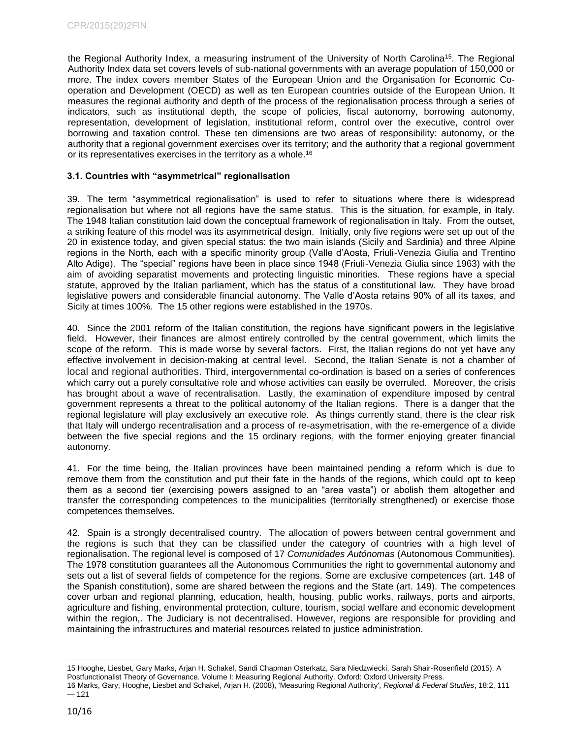the Regional Authority Index, a measuring instrument of the University of North Carolina[15]. The Regional Authority Index data set covers levels of sub-national governments with an average population of 150,000 or more. The index covers member States of the European Union and the Organisation for Economic Co-operation and Development (OECD) as well as ten European countries outside of the European Union. It measures the regional authority and depth of the process of the regionalisation process through a series of indicators, such as institutional depth, the scope of policies, fiscal autonomy, borrowing autonomy, representation, development of legislation, institutional reform, control over the executive, control over borrowing and taxation control. These ten dimensions are two areas of responsibility: autonomy, or the authority that a regional government exercises over its territory; and the authority that a regional government or its representatives exercises in the territory as a whole.[16]

### 3.1. Countries with "asymmetrical" regionalisation

39. The term "asymmetrical regionalisation" is used to refer to situations where there is widespread regionalisation but where not all regions have the same status. This is the situation, for example, in Italy. The 1948 Italian constitution laid down the conceptual framework of regionalisation in Italy. From the outset, a striking feature of this model was its asymmetrical design. Initially, only five regions were set up out of the 20 in existence today, and given special status: the two main islands (Sicily and Sardinia) and three Alpine regions in the North, each with a specific minority group (Valle d'Aosta, Friuli-Venezia Giulia and Trentino Alto Adige). The "special" regions have been in place since 1948 (Friuli-Venezia Giulia since 1963) with the aim of avoiding separatist movements and protecting linguistic minorities. These regions have a special statute, approved by the Italian parliament, which has the status of a constitutional law. They have broad legislative powers and considerable financial autonomy. The Valle d'Aosta retains 90% of all its taxes, and Sicily at times 100%. The 15 other regions were established in the 1970s.

40. Since the 2001 reform of the Italian constitution, the regions have significant powers in the legislative field. However, their finances are almost entirely controlled by the central government, which limits the scope of the reform. This is made worse by several factors. First, the Italian regions do not yet have any effective involvement in decision-making at central level. Second, the Italian Senate is not a chamber of local and regional authorities. Third, intergovernmental co-ordination is based on a series of conferences which carry out a purely consultative role and whose activities can easily be overruled. Moreover, the crisis has brought about a wave of recentralisation. Lastly, the examination of expenditure imposed by central government represents a threat to the political autonomy of the Italian regions. There is a danger that the regional legislature will play exclusively an executive role. As things currently stand, there is the clear risk that Italy will undergo recentralisation and a process of re-asymetrisation, with the re-emergence of a divide between the five special regions and the 15 ordinary regions, with the former enjoying greater financial autonomy.

41. For the time being, the Italian provinces have been maintained pending a reform which is due to remove them from the constitution and put their fate in the hands of the regions, which could opt to keep them as a second tier (exercising powers assigned to an "area vasta") or abolish them altogether and transfer the corresponding competences to the municipalities (territorially strengthened) or exercise those competences themselves.

42. Spain is a strongly decentralised country. The allocation of powers between central government and the regions is such that they can be classified under the category of countries with a high level of regionalisation. The regional level is composed of 17 *Comunidades Autónomas* (Autonomous Communities). The 1978 constitution guarantees all the Autonomous Communities the right to governmental autonomy and sets out a list of several fields of competence for the regions. Some are exclusive competences (art. 148 of the Spanish constitution), some are shared between the regions and the State (art. 149). The competences cover urban and regional planning, education, health, housing, public works, railways, ports and airports, agriculture and fishing, environmental protection, culture, tourism, social welfare and economic development within the region,. The Judiciary is not decentralised. However, regions are responsible for providing and maintaining the infrastructures and material resources related to justice administration.

---

15 Hooghe, Liesbet, Gary Marks, Arjan H. Schakel, Sandi Chapman Osterkatz, Sara Niedzwiecki, Sarah Shair-Rosenfield (2015). A Postfunctionalist Theory of Governance. Volume I: Measuring Regional Authority. Oxford: Oxford University Press.

16 Marks, Gary, Hooghe, Liesbet and Schakel, Arjan H. (2008), 'Measuring Regional Authority', *Regional & Federal Studies*, 18:2, 111 — 121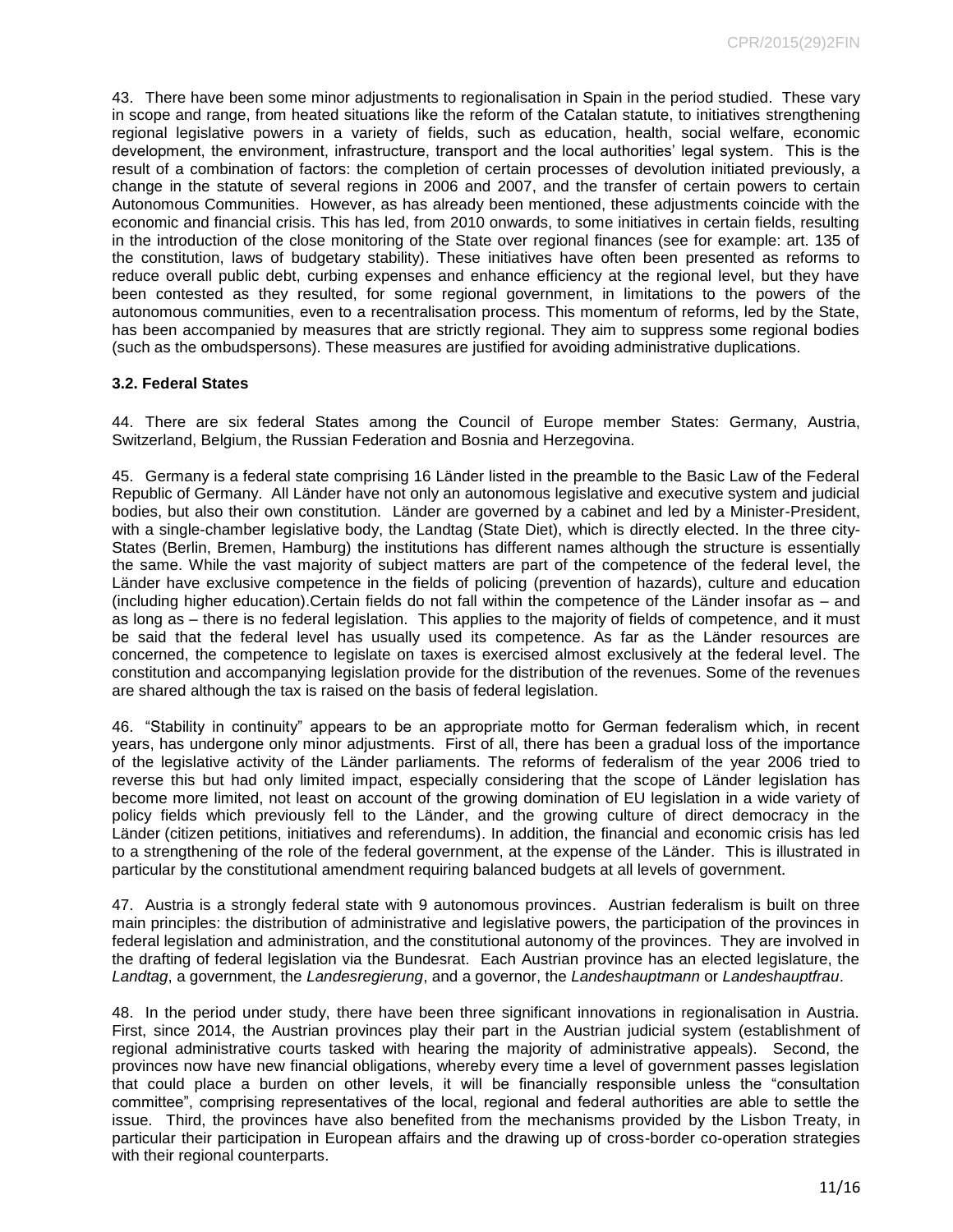43. There have been some minor adjustments to regionalisation in Spain in the period studied. These vary in scope and range, from heated situations like the reform of the Catalan statute, to initiatives strengthening regional legislative powers in a variety of fields, such as education, health, social welfare, economic development, the environment, infrastructure, transport and the local authorities' legal system. This is the result of a combination of factors: the completion of certain processes of devolution initiated previously, a change in the statute of several regions in 2006 and 2007, and the transfer of certain powers to certain Autonomous Communities. However, as has already been mentioned, these adjustments coincide with the economic and financial crisis. This has led, from 2010 onwards, to some initiatives in certain fields, resulting in the introduction of the close monitoring of the State over regional finances (see for example: art. 135 of the constitution, laws of budgetary stability). These initiatives have often been presented as reforms to reduce overall public debt, curbing expenses and enhance efficiency at the regional level, but they have been contested as they resulted, for some regional government, in limitations to the powers of the autonomous communities, even to a recentralisation process. This momentum of reforms, led by the State, has been accompanied by measures that are strictly regional. They aim to suppress some regional bodies (such as the ombudspersons). These measures are justified for avoiding administrative duplications.

### 3.2. Federal States

44. There are six federal States among the Council of Europe member States: Germany, Austria, Switzerland, Belgium, the Russian Federation and Bosnia and Herzegovina.

45. Germany is a federal state comprising 16 Länder listed in the preamble to the Basic Law of the Federal Republic of Germany. All Länder have not only an autonomous legislative and executive system and judicial bodies, but also their own constitution. Länder are governed by a cabinet and led by a Minister-President, with a single-chamber legislative body, the Landtag (State Diet), which is directly elected. In the three city-States (Berlin, Bremen, Hamburg) the institutions has different names although the structure is essentially the same. While the vast majority of subject matters are part of the competence of the federal level, the Länder have exclusive competence in the fields of policing (prevention of hazards), culture and education (including higher education).Certain fields do not fall within the competence of the Länder insofar as – and as long as – there is no federal legislation. This applies to the majority of fields of competence, and it must be said that the federal level has usually used its competence. As far as the Länder resources are concerned, the competence to legislate on taxes is exercised almost exclusively at the federal level. The constitution and accompanying legislation provide for the distribution of the revenues. Some of the revenues are shared although the tax is raised on the basis of federal legislation.

46. "Stability in continuity" appears to be an appropriate motto for German federalism which, in recent years, has undergone only minor adjustments. First of all, there has been a gradual loss of the importance of the legislative activity of the Länder parliaments. The reforms of federalism of the year 2006 tried to reverse this but had only limited impact, especially considering that the scope of Länder legislation has become more limited, not least on account of the growing domination of EU legislation in a wide variety of policy fields which previously fell to the Länder, and the growing culture of direct democracy in the Länder (citizen petitions, initiatives and referendums). In addition, the financial and economic crisis has led to a strengthening of the role of the federal government, at the expense of the Länder. This is illustrated in particular by the constitutional amendment requiring balanced budgets at all levels of government.

47. Austria is a strongly federal state with 9 autonomous provinces. Austrian federalism is built on three main principles: the distribution of administrative and legislative powers, the participation of the provinces in federal legislation and administration, and the constitutional autonomy of the provinces. They are involved in the drafting of federal legislation via the Bundesrat. Each Austrian province has an elected legislature, the *Landtag*, a government, the *Landesregierung*, and a governor, the *Landeshauptmann* or *Landeshauptfrau*.

48. In the period under study, there have been three significant innovations in regionalisation in Austria. First, since 2014, the Austrian provinces play their part in the Austrian judicial system (establishment of regional administrative courts tasked with hearing the majority of administrative appeals). Second, the provinces now have new financial obligations, whereby every time a level of government passes legislation that could place a burden on other levels, it will be financially responsible unless the "consultation committee", comprising representatives of the local, regional and federal authorities are able to settle the issue. Third, the provinces have also benefited from the mechanisms provided by the Lisbon Treaty, in particular their participation in European affairs and the drawing up of cross-border co-operation strategies with their regional counterparts.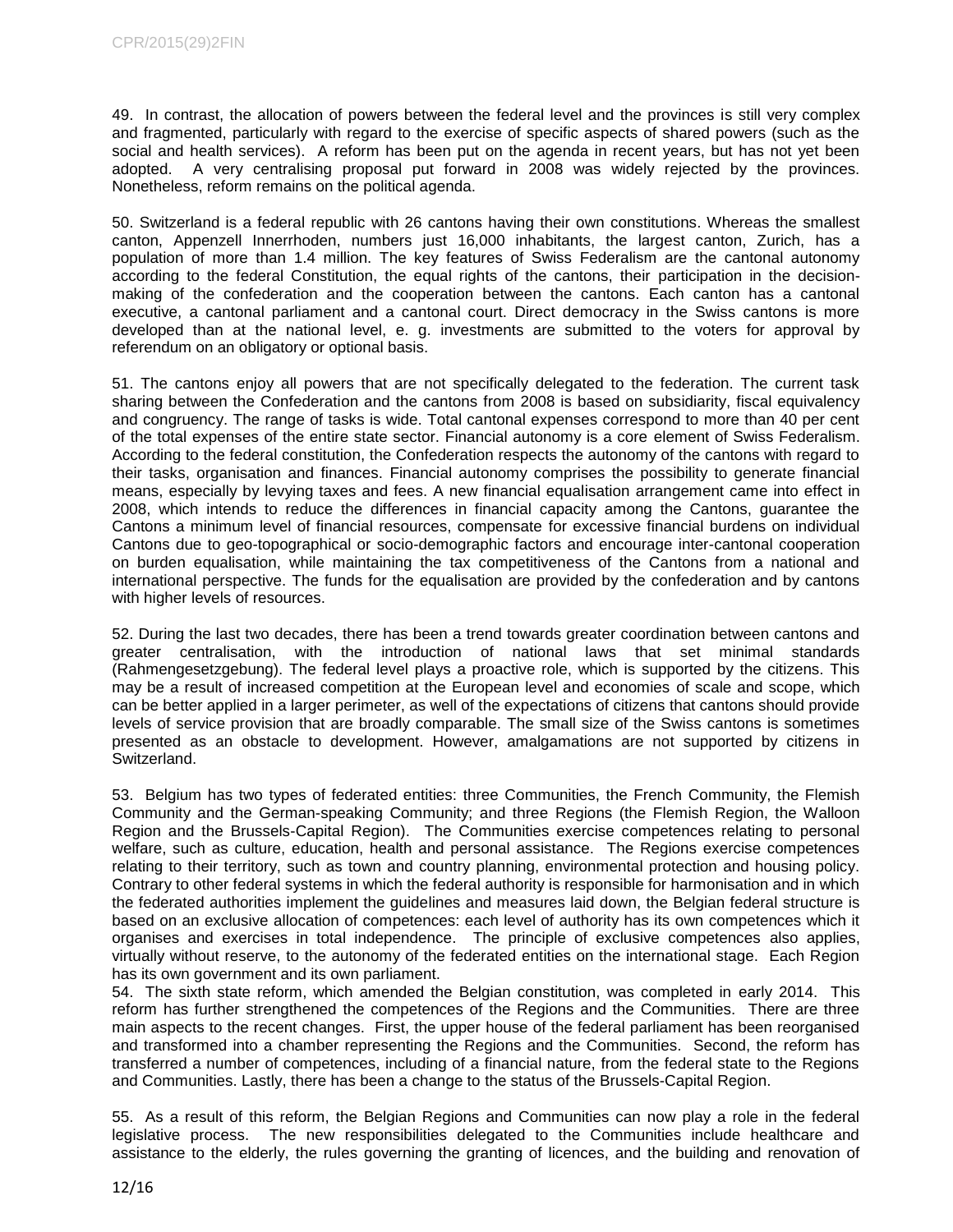49. In contrast, the allocation of powers between the federal level and the provinces is still very complex and fragmented, particularly with regard to the exercise of specific aspects of shared powers (such as the social and health services). A reform has been put on the agenda in recent years, but has not yet been adopted. A very centralising proposal put forward in 2008 was widely rejected by the provinces. Nonetheless, reform remains on the political agenda.

50. Switzerland is a federal republic with 26 cantons having their own constitutions. Whereas the smallest canton, Appenzell Innerrhoden, numbers just 16,000 inhabitants, the largest canton, Zurich, has a population of more than 1.4 million. The key features of Swiss Federalism are the cantonal autonomy according to the federal Constitution, the equal rights of the cantons, their participation in the decision-making of the confederation and the cooperation between the cantons. Each canton has a cantonal executive, a cantonal parliament and a cantonal court. Direct democracy in the Swiss cantons is more developed than at the national level, e. g. investments are submitted to the voters for approval by referendum on an obligatory or optional basis.

51. The cantons enjoy all powers that are not specifically delegated to the federation. The current task sharing between the Confederation and the cantons from 2008 is based on subsidiarity, fiscal equivalency and congruency. The range of tasks is wide. Total cantonal expenses correspond to more than 40 per cent of the total expenses of the entire state sector. Financial autonomy is a core element of Swiss Federalism. According to the federal constitution, the Confederation respects the autonomy of the cantons with regard to their tasks, organisation and finances. Financial autonomy comprises the possibility to generate financial means, especially by levying taxes and fees. A new financial equalisation arrangement came into effect in 2008, which intends to reduce the differences in financial capacity among the Cantons, guarantee the Cantons a minimum level of financial resources, compensate for excessive financial burdens on individual Cantons due to geo-topographical or socio-demographic factors and encourage inter-cantonal cooperation on burden equalisation, while maintaining the tax competitiveness of the Cantons from a national and international perspective. The funds for the equalisation are provided by the confederation and by cantons with higher levels of resources.

52. During the last two decades, there has been a trend towards greater coordination between cantons and greater centralisation, with the introduction of national laws that set minimal standards (Rahmengesetzgebung). The federal level plays a proactive role, which is supported by the citizens. This may be a result of increased competition at the European level and economies of scale and scope, which can be better applied in a larger perimeter, as well of the expectations of citizens that cantons should provide levels of service provision that are broadly comparable. The small size of the Swiss cantons is sometimes presented as an obstacle to development. However, amalgamations are not supported by citizens in Switzerland.

53. Belgium has two types of federated entities: three Communities, the French Community, the Flemish Community and the German-speaking Community; and three Regions (the Flemish Region, the Walloon Region and the Brussels-Capital Region). The Communities exercise competences relating to personal welfare, such as culture, education, health and personal assistance. The Regions exercise competences relating to their territory, such as town and country planning, environmental protection and housing policy. Contrary to other federal systems in which the federal authority is responsible for harmonisation and in which the federated authorities implement the guidelines and measures laid down, the Belgian federal structure is based on an exclusive allocation of competences: each level of authority has its own competences which it organises and exercises in total independence. The principle of exclusive competences also applies, virtually without reserve, to the autonomy of the federated entities on the international stage. Each Region has its own government and its own parliament.

54. The sixth state reform, which amended the Belgian constitution, was completed in early 2014. This reform has further strengthened the competences of the Regions and the Communities. There are three main aspects to the recent changes. First, the upper house of the federal parliament has been reorganised and transformed into a chamber representing the Regions and the Communities. Second, the reform has transferred a number of competences, including of a financial nature, from the federal state to the Regions and Communities. Lastly, there has been a change to the status of the Brussels-Capital Region.

55. As a result of this reform, the Belgian Regions and Communities can now play a role in the federal legislative process. The new responsibilities delegated to the Communities include healthcare and assistance to the elderly, the rules governing the granting of licences, and the building and renovation of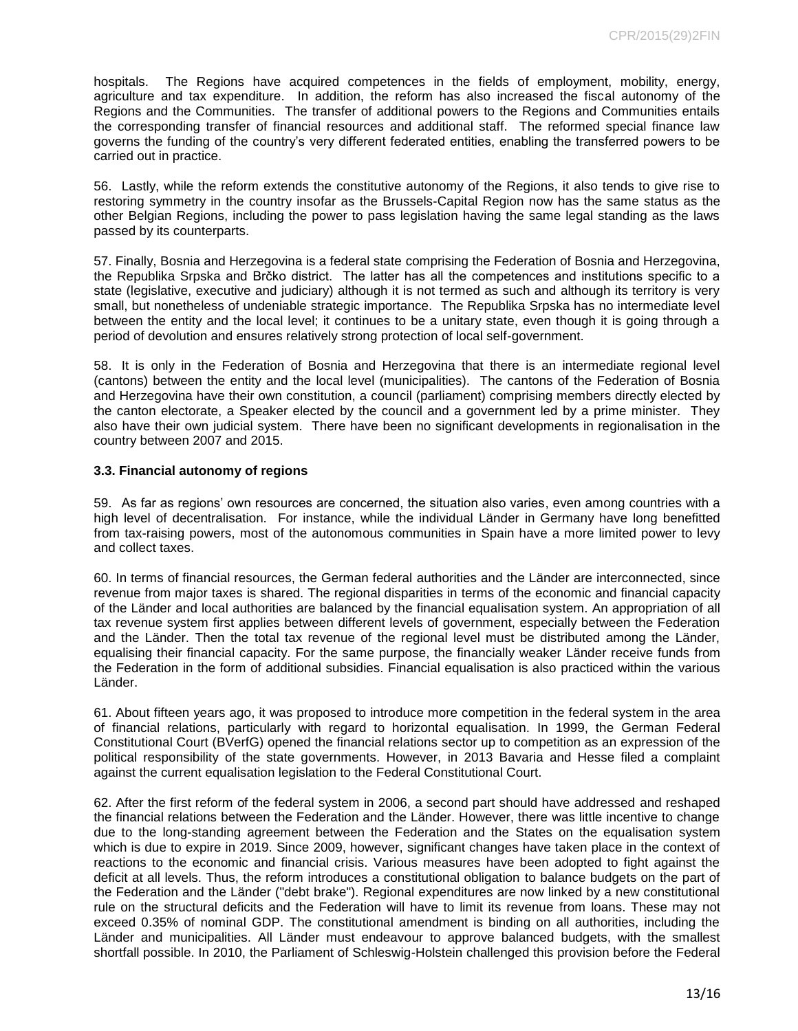hospitals. The Regions have acquired competences in the fields of employment, mobility, energy, agriculture and tax expenditure. In addition, the reform has also increased the fiscal autonomy of the Regions and the Communities. The transfer of additional powers to the Regions and Communities entails the corresponding transfer of financial resources and additional staff. The reformed special finance law governs the funding of the country's very different federated entities, enabling the transferred powers to be carried out in practice.

56. Lastly, while the reform extends the constitutive autonomy of the Regions, it also tends to give rise to restoring symmetry in the country insofar as the Brussels-Capital Region now has the same status as the other Belgian Regions, including the power to pass legislation having the same legal standing as the laws passed by its counterparts.

57. Finally, Bosnia and Herzegovina is a federal state comprising the Federation of Bosnia and Herzegovina, the Republika Srpska and Brčko district. The latter has all the competences and institutions specific to a state (legislative, executive and judiciary) although it is not termed as such and although its territory is very small, but nonetheless of undeniable strategic importance. The Republika Srpska has no intermediate level between the entity and the local level; it continues to be a unitary state, even though it is going through a period of devolution and ensures relatively strong protection of local self-government.

58. It is only in the Federation of Bosnia and Herzegovina that there is an intermediate regional level (cantons) between the entity and the local level (municipalities). The cantons of the Federation of Bosnia and Herzegovina have their own constitution, a council (parliament) comprising members directly elected by the canton electorate, a Speaker elected by the council and a government led by a prime minister. They also have their own judicial system. There have been no significant developments in regionalisation in the country between 2007 and 2015.

### 3.3. Financial autonomy of regions

59. As far as regions' own resources are concerned, the situation also varies, even among countries with a high level of decentralisation. For instance, while the individual Länder in Germany have long benefitted from tax-raising powers, most of the autonomous communities in Spain have a more limited power to levy and collect taxes.

60. In terms of financial resources, the German federal authorities and the Länder are interconnected, since revenue from major taxes is shared. The regional disparities in terms of the economic and financial capacity of the Länder and local authorities are balanced by the financial equalisation system. An appropriation of all tax revenue system first applies between different levels of government, especially between the Federation and the Länder. Then the total tax revenue of the regional level must be distributed among the Länder, equalising their financial capacity. For the same purpose, the financially weaker Länder receive funds from the Federation in the form of additional subsidies. Financial equalisation is also practiced within the various Länder.

61. About fifteen years ago, it was proposed to introduce more competition in the federal system in the area of financial relations, particularly with regard to horizontal equalisation. In 1999, the German Federal Constitutional Court (BVerfG) opened the financial relations sector up to competition as an expression of the political responsibility of the state governments. However, in 2013 Bavaria and Hesse filed a complaint against the current equalisation legislation to the Federal Constitutional Court.

62. After the first reform of the federal system in 2006, a second part should have addressed and reshaped the financial relations between the Federation and the Länder. However, there was little incentive to change due to the long-standing agreement between the Federation and the States on the equalisation system which is due to expire in 2019. Since 2009, however, significant changes have taken place in the context of reactions to the economic and financial crisis. Various measures have been adopted to fight against the deficit at all levels. Thus, the reform introduces a constitutional obligation to balance budgets on the part of the Federation and the Länder ("debt brake"). Regional expenditures are now linked by a new constitutional rule on the structural deficits and the Federation will have to limit its revenue from loans. These may not exceed 0.35% of nominal GDP. The constitutional amendment is binding on all authorities, including the Länder and municipalities. All Länder must endeavour to approve balanced budgets, with the smallest shortfall possible. In 2010, the Parliament of Schleswig-Holstein challenged this provision before the Federal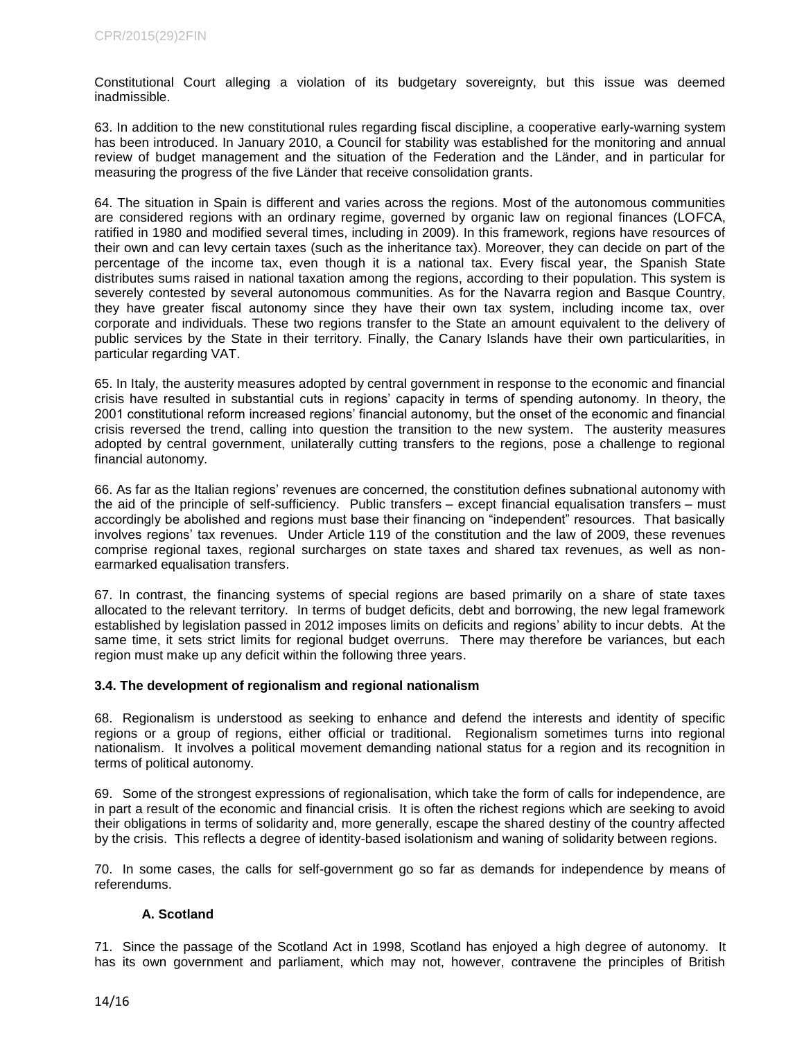Constitutional Court alleging a violation of its budgetary sovereignty, but this issue was deemed inadmissible.

63. In addition to the new constitutional rules regarding fiscal discipline, a cooperative early-warning system has been introduced. In January 2010, a Council for stability was established for the monitoring and annual review of budget management and the situation of the Federation and the Länder, and in particular for measuring the progress of the five Länder that receive consolidation grants.

64. The situation in Spain is different and varies across the regions. Most of the autonomous communities are considered regions with an ordinary regime, governed by organic law on regional finances (LOFCA, ratified in 1980 and modified several times, including in 2009). In this framework, regions have resources of their own and can levy certain taxes (such as the inheritance tax). Moreover, they can decide on part of the percentage of the income tax, even though it is a national tax. Every fiscal year, the Spanish State distributes sums raised in national taxation among the regions, according to their population. This system is severely contested by several autonomous communities. As for the Navarra region and Basque Country, they have greater fiscal autonomy since they have their own tax system, including income tax, over corporate and individuals. These two regions transfer to the State an amount equivalent to the delivery of public services by the State in their territory. Finally, the Canary Islands have their own particularities, in particular regarding VAT.

65. In Italy, the austerity measures adopted by central government in response to the economic and financial crisis have resulted in substantial cuts in regions' capacity in terms of spending autonomy. In theory, the 2001 constitutional reform increased regions' financial autonomy, but the onset of the economic and financial crisis reversed the trend, calling into question the transition to the new system. The austerity measures adopted by central government, unilaterally cutting transfers to the regions, pose a challenge to regional financial autonomy.

66. As far as the Italian regions' revenues are concerned, the constitution defines subnational autonomy with the aid of the principle of self-sufficiency. Public transfers – except financial equalisation transfers – must accordingly be abolished and regions must base their financing on "independent" resources. That basically involves regions' tax revenues. Under Article 119 of the constitution and the law of 2009, these revenues comprise regional taxes, regional surcharges on state taxes and shared tax revenues, as well as non-earmarked equalisation transfers.

67. In contrast, the financing systems of special regions are based primarily on a share of state taxes allocated to the relevant territory. In terms of budget deficits, debt and borrowing, the new legal framework established by legislation passed in 2012 imposes limits on deficits and regions' ability to incur debts. At the same time, it sets strict limits for regional budget overruns. There may therefore be variances, but each region must make up any deficit within the following three years.

### 3.4. The development of regionalism and regional nationalism

68. Regionalism is understood as seeking to enhance and defend the interests and identity of specific regions or a group of regions, either official or traditional. Regionalism sometimes turns into regional nationalism. It involves a political movement demanding national status for a region and its recognition in terms of political autonomy.

69. Some of the strongest expressions of regionalisation, which take the form of calls for independence, are in part a result of the economic and financial crisis. It is often the richest regions which are seeking to avoid their obligations in terms of solidarity and, more generally, escape the shared destiny of the country affected by the crisis. This reflects a degree of identity-based isolationism and waning of solidarity between regions.

70. In some cases, the calls for self-government go so far as demands for independence by means of referendums.

#### A. Scotland

71. Since the passage of the Scotland Act in 1998, Scotland has enjoyed a high degree of autonomy. It has its own government and parliament, which may not, however, contravene the principles of British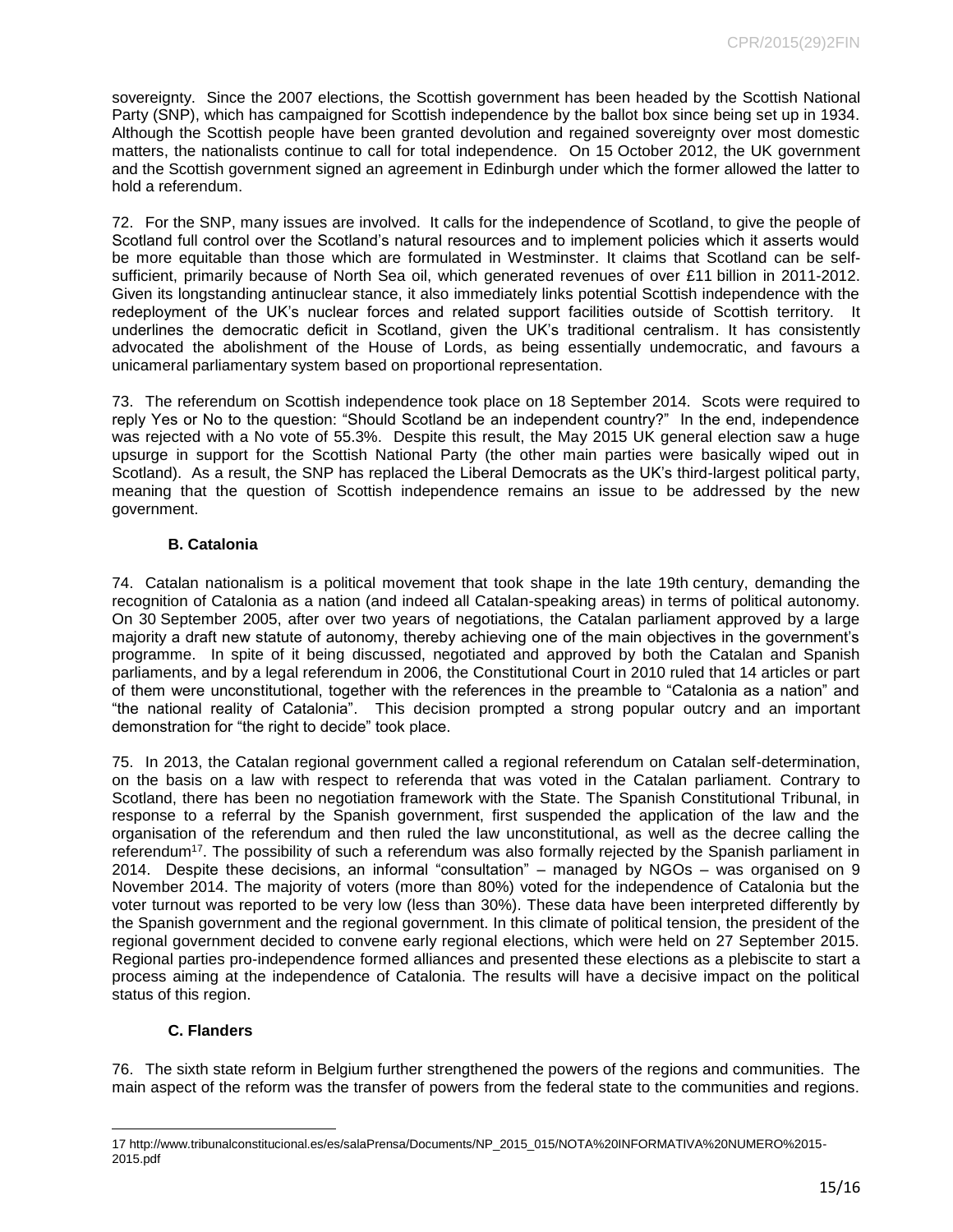sovereignty. Since the 2007 elections, the Scottish government has been headed by the Scottish National Party (SNP), which has campaigned for Scottish independence by the ballot box since being set up in 1934. Although the Scottish people have been granted devolution and regained sovereignty over most domestic matters, the nationalists continue to call for total independence. On 15 October 2012, the UK government and the Scottish government signed an agreement in Edinburgh under which the former allowed the latter to hold a referendum.

72. For the SNP, many issues are involved. It calls for the independence of Scotland, to give the people of Scotland full control over the Scotland's natural resources and to implement policies which it asserts would be more equitable than those which are formulated in Westminster. It claims that Scotland can be self-sufficient, primarily because of North Sea oil, which generated revenues of over £11 billion in 2011-2012. Given its longstanding antinuclear stance, it also immediately links potential Scottish independence with the redeployment of the UK's nuclear forces and related support facilities outside of Scottish territory. It underlines the democratic deficit in Scotland, given the UK's traditional centralism. It has consistently advocated the abolishment of the House of Lords, as being essentially undemocratic, and favours a unicameral parliamentary system based on proportional representation.

73. The referendum on Scottish independence took place on 18 September 2014. Scots were required to reply Yes or No to the question: "Should Scotland be an independent country?" In the end, independence was rejected with a No vote of 55.3%. Despite this result, the May 2015 UK general election saw a huge upsurge in support for the Scottish National Party (the other main parties were basically wiped out in Scotland). As a result, the SNP has replaced the Liberal Democrats as the UK's third-largest political party, meaning that the question of Scottish independence remains an issue to be addressed by the new government.

### B. Catalonia

74. Catalan nationalism is a political movement that took shape in the late 19th century, demanding the recognition of Catalonia as a nation (and indeed all Catalan-speaking areas) in terms of political autonomy. On 30 September 2005, after over two years of negotiations, the Catalan parliament approved by a large majority a draft new statute of autonomy, thereby achieving one of the main objectives in the government's programme. In spite of it being discussed, negotiated and approved by both the Catalan and Spanish parliaments, and by a legal referendum in 2006, the Constitutional Court in 2010 ruled that 14 articles or part of them were unconstitutional, together with the references in the preamble to "Catalonia as a nation" and "the national reality of Catalonia". This decision prompted a strong popular outcry and an important demonstration for "the right to decide" took place.

75. In 2013, the Catalan regional government called a regional referendum on Catalan self-determination, on the basis on a law with respect to referenda that was voted in the Catalan parliament. Contrary to Scotland, there has been no negotiation framework with the State. The Spanish Constitutional Tribunal, in response to a referral by the Spanish government, first suspended the application of the law and the organisation of the referendum and then ruled the law unconstitutional, as well as the decree calling the referendum[17]. The possibility of such a referendum was also formally rejected by the Spanish parliament in 2014. Despite these decisions, an informal "consultation" – managed by NGOs – was organised on 9 November 2014. The majority of voters (more than 80%) voted for the independence of Catalonia but the voter turnout was reported to be very low (less than 30%). These data have been interpreted differently by the Spanish government and the regional government. In this climate of political tension, the president of the regional government decided to convene early regional elections, which were held on 27 September 2015. Regional parties pro-independence formed alliances and presented these elections as a plebiscite to start a process aiming at the independence of Catalonia. The results will have a decisive impact on the political status of this region.

### C. Flanders

76. The sixth state reform in Belgium further strengthened the powers of the regions and communities. The main aspect of the reform was the transfer of powers from the federal state to the communities and regions.

---

17 http://www.tribunalconstitucional.es/es/salaPrensa/Documents/NP_2015_015/NOTA%20INFORMATIVA%20NUMERO%2015-2015.pdf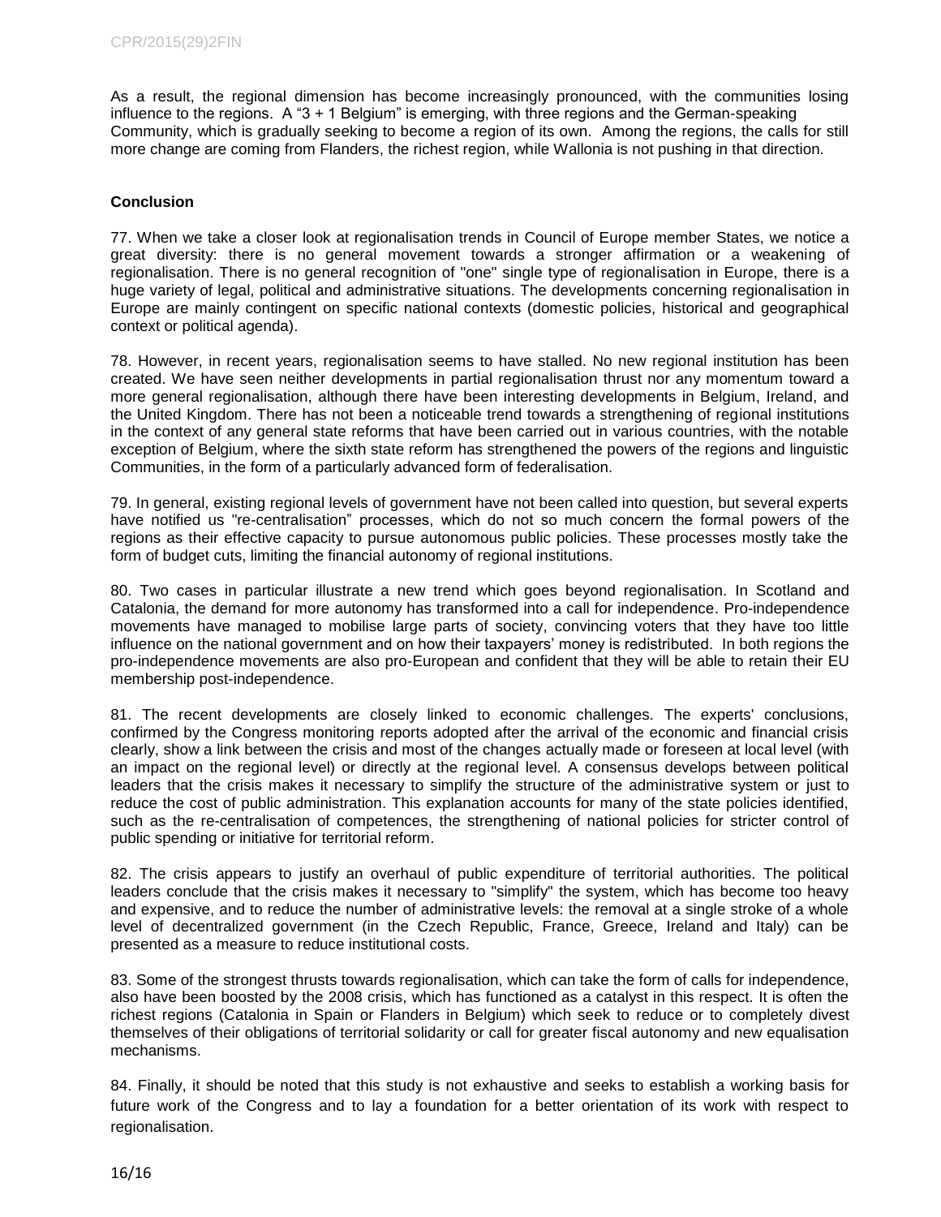As a result, the regional dimension has become increasingly pronounced, with the communities losing influence to the regions. A "3 + 1 Belgium" is emerging, with three regions and the German-speaking Community, which is gradually seeking to become a region of its own. Among the regions, the calls for still more change are coming from Flanders, the richest region, while Wallonia is not pushing in that direction.

**Conclusion**

77. When we take a closer look at regionalisation trends in Council of Europe member States, we notice a great diversity: there is no general movement towards a stronger affirmation or a weakening of regionalisation. There is no general recognition of "one" single type of regionalisation in Europe, there is a huge variety of legal, political and administrative situations. The developments concerning regionalisation in Europe are mainly contingent on specific national contexts (domestic policies, historical and geographical context or political agenda).

78. However, in recent years, regionalisation seems to have stalled. No new regional institution has been created. We have seen neither developments in partial regionalisation thrust nor any momentum toward a more general regionalisation, although there have been interesting developments in Belgium, Ireland, and the United Kingdom. There has not been a noticeable trend towards a strengthening of regional institutions in the context of any general state reforms that have been carried out in various countries, with the notable exception of Belgium, where the sixth state reform has strengthened the powers of the regions and linguistic Communities, in the form of a particularly advanced form of federalisation.

79. In general, existing regional levels of government have not been called into question, but several experts have notified us "re-centralisation" processes, which do not so much concern the formal powers of the regions as their effective capacity to pursue autonomous public policies. These processes mostly take the form of budget cuts, limiting the financial autonomy of regional institutions.

80. Two cases in particular illustrate a new trend which goes beyond regionalisation. In Scotland and Catalonia, the demand for more autonomy has transformed into a call for independence. Pro-independence movements have managed to mobilise large parts of society, convincing voters that they have too little influence on the national government and on how their taxpayers' money is redistributed. In both regions the pro-independence movements are also pro-European and confident that they will be able to retain their EU membership post-independence.

81. The recent developments are closely linked to economic challenges. The experts' conclusions, confirmed by the Congress monitoring reports adopted after the arrival of the economic and financial crisis clearly, show a link between the crisis and most of the changes actually made or foreseen at local level (with an impact on the regional level) or directly at the regional level. A consensus develops between political leaders that the crisis makes it necessary to simplify the structure of the administrative system or just to reduce the cost of public administration. This explanation accounts for many of the state policies identified, such as the re-centralisation of competences, the strengthening of national policies for stricter control of public spending or initiative for territorial reform.

82. The crisis appears to justify an overhaul of public expenditure of territorial authorities. The political leaders conclude that the crisis makes it necessary to "simplify" the system, which has become too heavy and expensive, and to reduce the number of administrative levels: the removal at a single stroke of a whole level of decentralized government (in the Czech Republic, France, Greece, Ireland and Italy) can be presented as a measure to reduce institutional costs.

83. Some of the strongest thrusts towards regionalisation, which can take the form of calls for independence, also have been boosted by the 2008 crisis, which has functioned as a catalyst in this respect. It is often the richest regions (Catalonia in Spain or Flanders in Belgium) which seek to reduce or to completely divest themselves of their obligations of territorial solidarity or call for greater fiscal autonomy and new equalisation mechanisms.

84. Finally, it should be noted that this study is not exhaustive and seeks to establish a working basis for future work of the Congress and to lay a foundation for a better orientation of its work with respect to regionalisation.